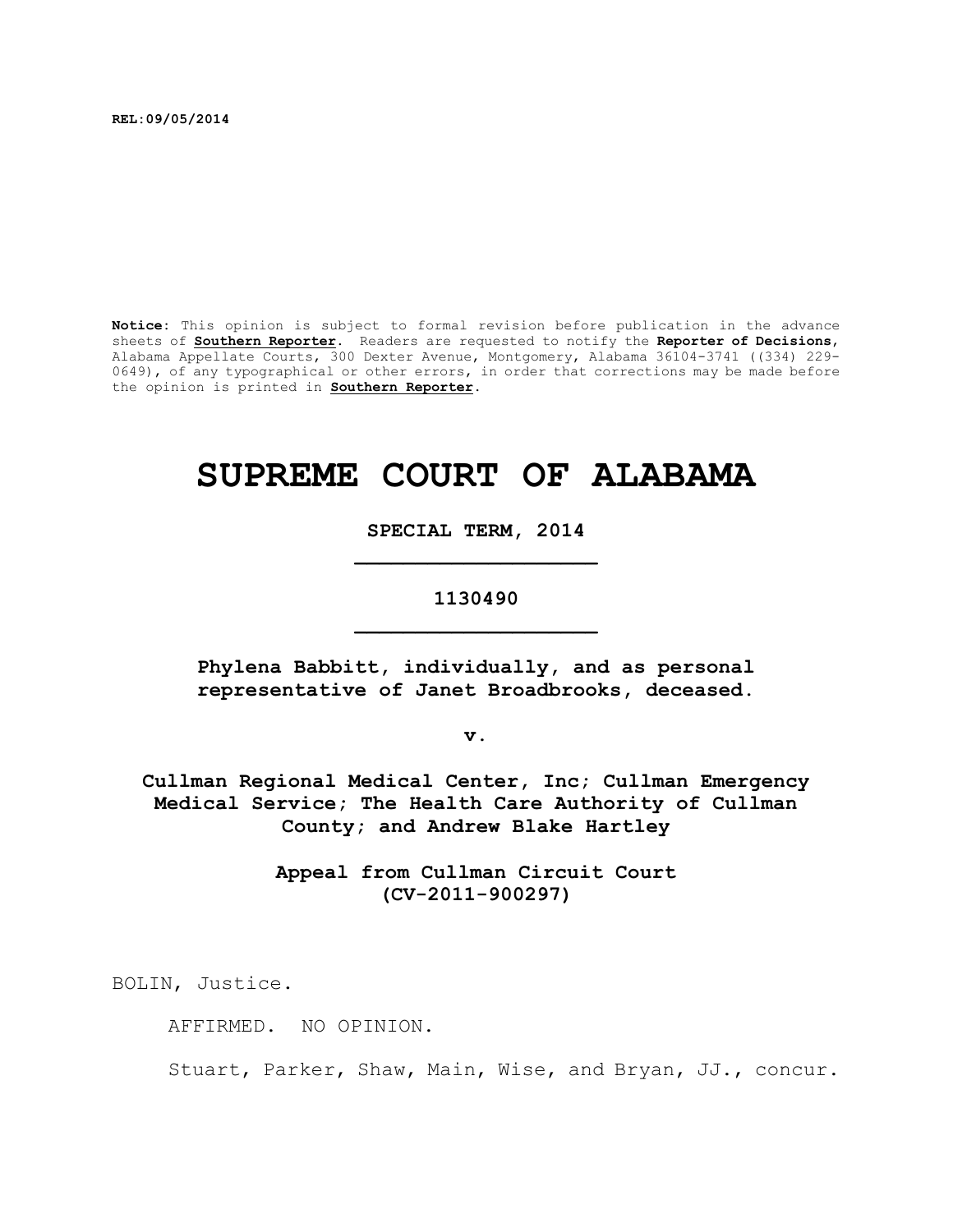**REL:09/05/2014**

**Notice:** This opinion is subject to formal revision before publication in the advance sheets of **Southern Reporter**. Readers are requested to notify the **Reporter of Decisions**, Alabama Appellate Courts, 300 Dexter Avenue, Montgomery, Alabama 36104-3741 ((334) 229-0649), of any typographical or other errors, in order that corrections may be made before the opinion is printed in **Southern Reporter**.

# SUPREME COURT OF ALABAMA

**SPECIAL TERM, 2014**

**1130490**

**Phylena Babbitt, individually, and as personal representative of Janet Broadbrooks, deceased.**

**v.**

**Cullman Regional Medical Center, Inc; Cullman Emergency Medical Service; The Health Care Authority of Cullman County; and Andrew Blake Hartley**

**Appeal from Cullman Circuit Court (CV-2011-900297)**

BOLIN, Justice.

AFFIRMED. NO OPINION.

Stuart, Parker, Shaw, Main, Wise, and Bryan, JJ., concur.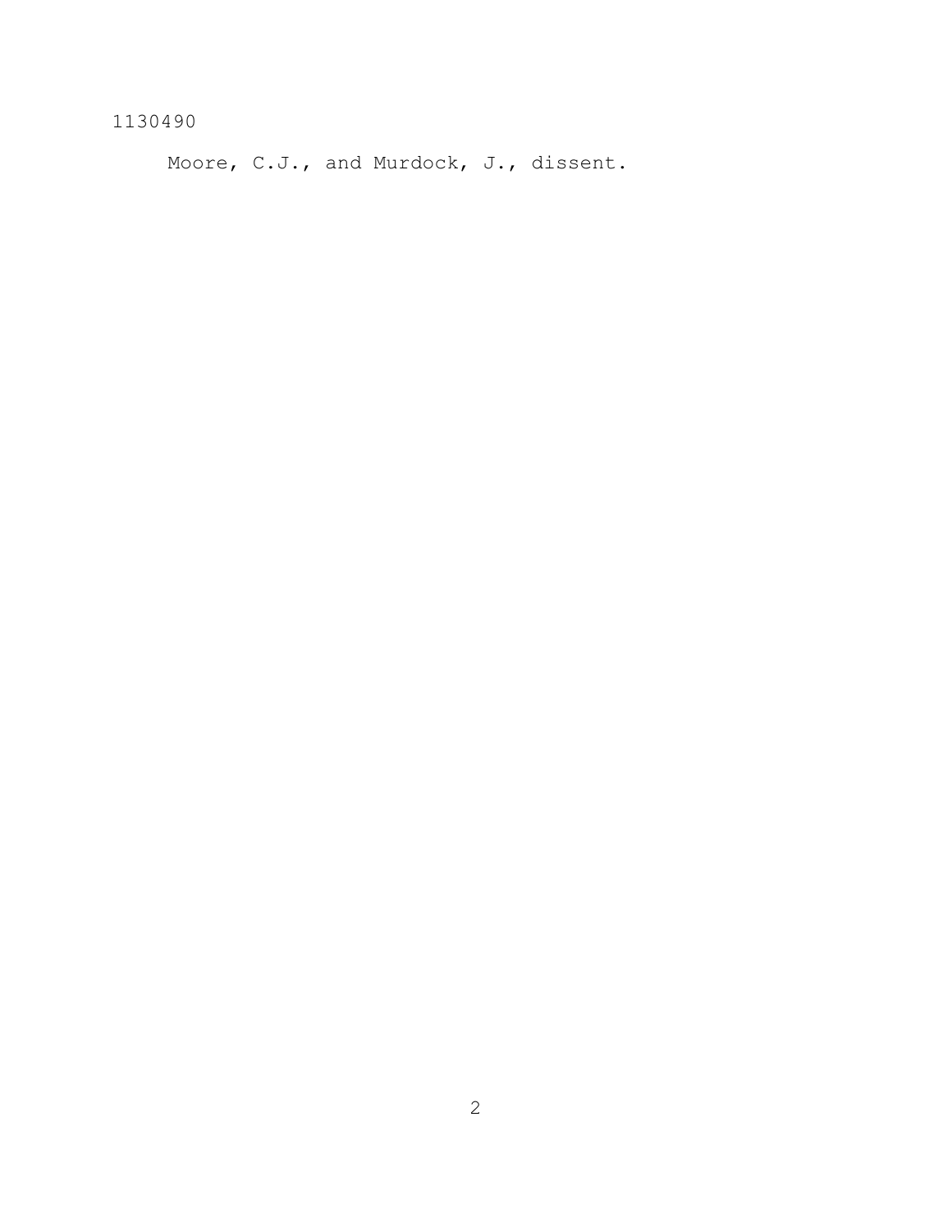Moore, C.J., and Murdock, J., dissent.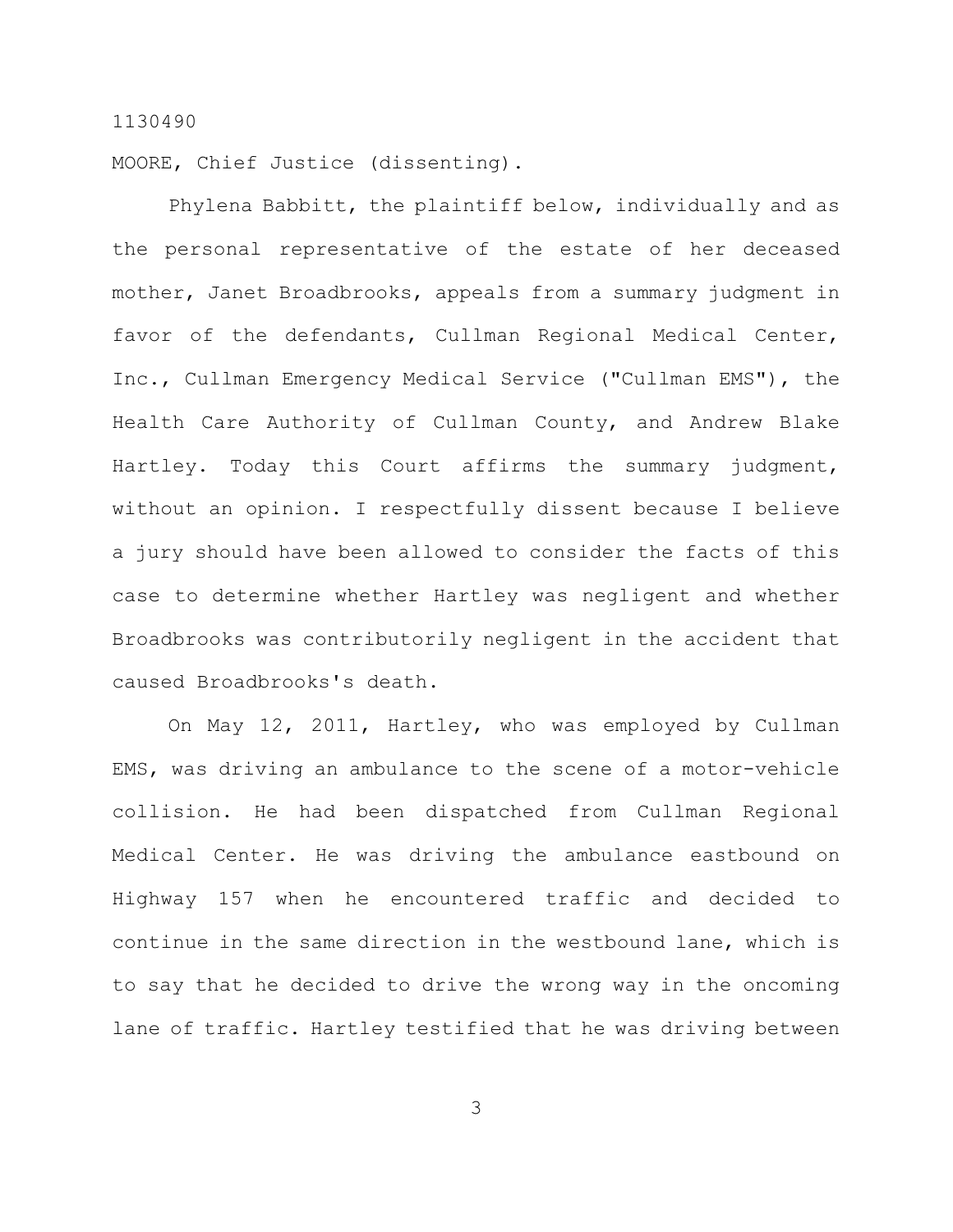1130490

MOORE, Chief Justice (dissenting).

Phylena Babbitt, the plaintiff below, individually and as the personal representative of the estate of her deceased mother, Janet Broadbrooks, appeals from a summary judgment in favor of the defendants, Cullman Regional Medical Center, Inc., Cullman Emergency Medical Service ("Cullman EMS"), the Health Care Authority of Cullman County, and Andrew Blake Hartley. Today this Court affirms the summary judgment, without an opinion. I respectfully dissent because I believe a jury should have been allowed to consider the facts of this case to determine whether Hartley was negligent and whether Broadbrooks was contributorily negligent in the accident that caused Broadbrooks's death.

On May 12, 2011, Hartley, who was employed by Cullman EMS, was driving an ambulance to the scene of a motor-vehicle collision. He had been dispatched from Cullman Regional Medical Center. He was driving the ambulance eastbound on Highway 157 when he encountered traffic and decided to continue in the same direction in the westbound lane, which is to say that he decided to drive the wrong way in the oncoming lane of traffic. Hartley testified that he was driving between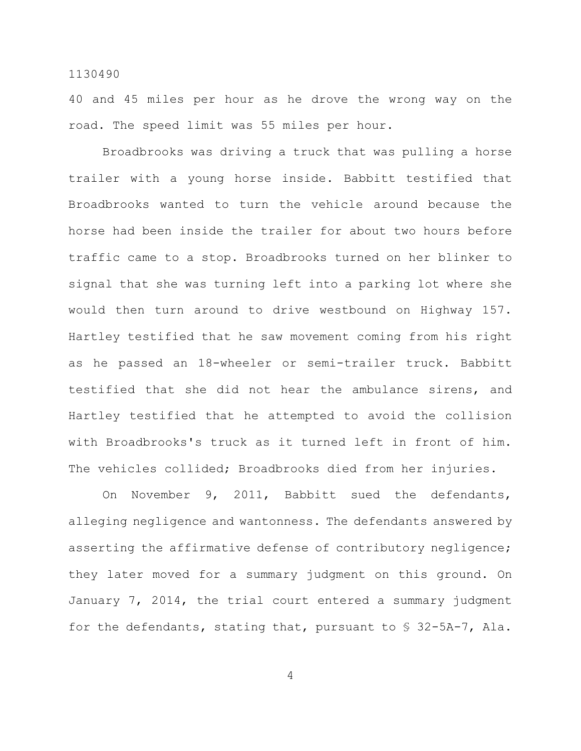40 and 45 miles per hour as he drove the wrong way on the road. The speed limit was 55 miles per hour.

Broadbrooks was driving a truck that was pulling a horse trailer with a young horse inside. Babbitt testified that Broadbrooks wanted to turn the vehicle around because the horse had been inside the trailer for about two hours before traffic came to a stop. Broadbrooks turned on her blinker to signal that she was turning left into a parking lot where she would then turn around to drive westbound on Highway 157. Hartley testified that he saw movement coming from his right as he passed an 18-wheeler or semi-trailer truck. Babbitt testified that she did not hear the ambulance sirens, and Hartley testified that he attempted to avoid the collision with Broadbrooks's truck as it turned left in front of him. The vehicles collided; Broadbrooks died from her injuries.

On November 9, 2011, Babbitt sued the defendants, alleging negligence and wantonness. The defendants answered by asserting the affirmative defense of contributory negligence; they later moved for a summary judgment on this ground. On January 7, 2014, the trial court entered a summary judgment for the defendants, stating that, pursuant to § 32-5A-7, Ala.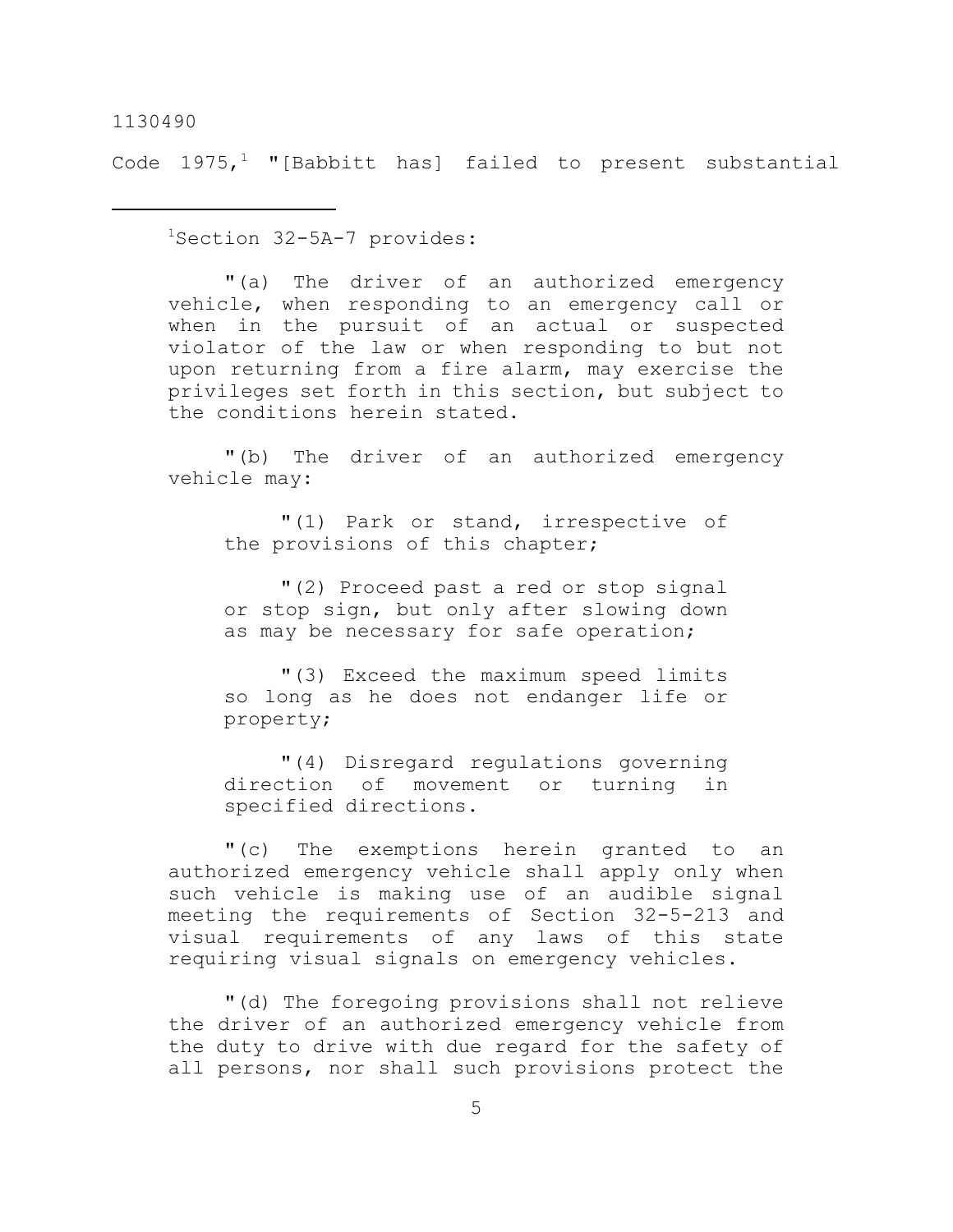Code 1975,[1] "[Babbitt has] failed to present substantial

---

[1]Section 32-5A-7 provides:

> "(a) The driver of an authorized emergency vehicle, when responding to an emergency call or when in the pursuit of an actual or suspected violator of the law or when responding to but not upon returning from a fire alarm, may exercise the privileges set forth in this section, but subject to the conditions herein stated.
>
> "(b) The driver of an authorized emergency vehicle may:
>
> > "(1) Park or stand, irrespective of the provisions of this chapter;
> >
> > "(2) Proceed past a red or stop signal or stop sign, but only after slowing down as may be necessary for safe operation;
> >
> > "(3) Exceed the maximum speed limits so long as he does not endanger life or property;
> >
> > "(4) Disregard regulations governing direction of movement or turning in specified directions.
>
> "(c) The exemptions herein granted to an authorized emergency vehicle shall apply only when such vehicle is making use of an audible signal meeting the requirements of Section 32-5-213 and visual requirements of any laws of this state requiring visual signals on emergency vehicles.
>
> "(d) The foregoing provisions shall not relieve the driver of an authorized emergency vehicle from the duty to drive with due regard for the safety of all persons, nor shall such provisions protect the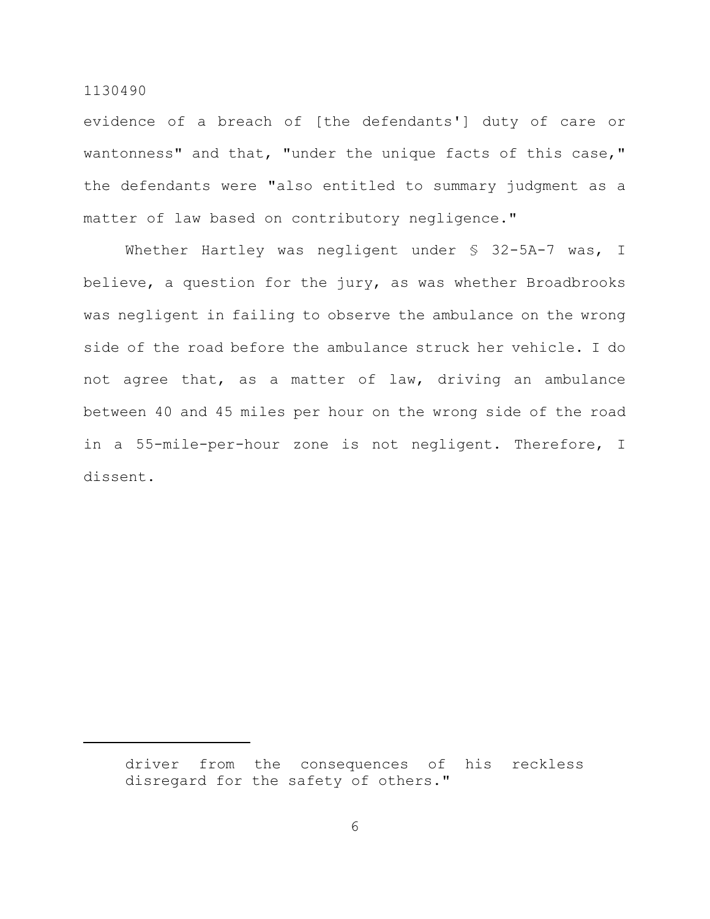evidence of a breach of [the defendants'] duty of care or wantonness" and that, "under the unique facts of this case," the defendants were "also entitled to summary judgment as a matter of law based on contributory negligence."

Whether Hartley was negligent under § 32-5A-7 was, I believe, a question for the jury, as was whether Broadbrooks was negligent in failing to observe the ambulance on the wrong side of the road before the ambulance struck her vehicle. I do not agree that, as a matter of law, driving an ambulance between 40 and 45 miles per hour on the wrong side of the road in a 55-mile-per-hour zone is not negligent. Therefore, I dissent.

---

driver from the consequences of his reckless disregard for the safety of others."